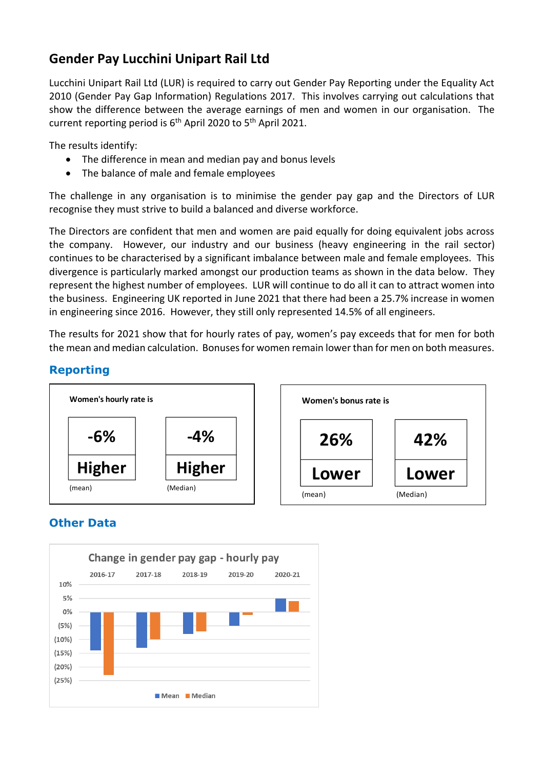# Gender Pay Lucchini Unipart Rail Ltd

Lucchini Unipart Rail Ltd (LUR) is required to carry out Gender Pay Reporting under the Equality Act 2010 (Gender Pay Gap Information) Regulations 2017. This involves carrying out calculations that show the difference between the average earnings of men and women in our organisation. The current reporting period is 6th April 2020 to 5th April 2021.

The results identify:

- The difference in mean and median pay and bonus levels
- The balance of male and female employees

The challenge in any organisation is to minimise the gender pay gap and the Directors of LUR recognise they must strive to build a balanced and diverse workforce.

The Directors are confident that men and women are paid equally for doing equivalent jobs across the company. However, our industry and our business (heavy engineering in the rail sector) continues to be characterised by a significant imbalance between male and female employees. This divergence is particularly marked amongst our production teams as shown in the data below. They represent the highest number of employees. LUR will continue to do all it can to attract women into the business. Engineering UK reported in June 2021 that there had been a 25.7% increase in women in engineering since 2016. However, they still only represented 14.5% of all engineers.

The results for 2021 show that for hourly rates of pay, women's pay exceeds that for men for both the mean and median calculation. Bonuses for women remain lower than for men on both measures.

## Reporting

**Women's hourly rate is**

| -6% | -4% |
|---|---|
| Higher | Higher |
| (mean) | (Median) |

**Women's bonus rate is**

| 26% | 42% |
|---|---|
| Lower | Lower |
| (mean) | (Median) |

## Other Data

**Change in gender pay gap - hourly pay**

| | 2016-17 | 2017-18 | 2018-19 | 2019-20 | 2020-21 |
|---|---|---|---|---|---|
| Mean | (14%) | (13%) | (8%) | (5%) | 5% |
| Median | (23%) | (10%) | (7%) | (1%) | 4% |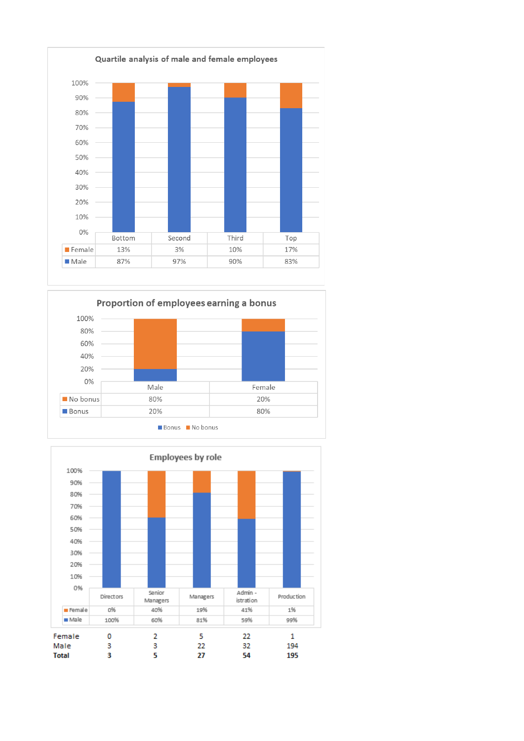**Quartile analysis of male and female employees**

100%
90%
80%
70%
60%
50%
40%
30%
20%
10%
0%

Bottom Second Third Top

Female 13% 3% 10% 17%

Male 87% 97% 90% 83%

**Proportion of employees earning a bonus**

100%
80%
60%
40%
20%
0%

Male Female

No bonus 80% 20%

Bonus 20% 80%

Bonus No bonus

**Employees by role**

100%
90%
80%
70%
60%
50%
40%
30%
20%
10%
0%

Directors Senior Managers Managers Admin - istration Production

Female 0% 40% 19% 41% 1%

Male 100% 60% 81% 59% 99%

| | | | | | |
|---|---|---|---|---|---|
| Female | 0 | 2 | 5 | 22 | 1 |
| Male | 3 | 3 | 22 | 32 | 194 |
| **Total** | **3** | **5** | **27** | **54** | **195** |